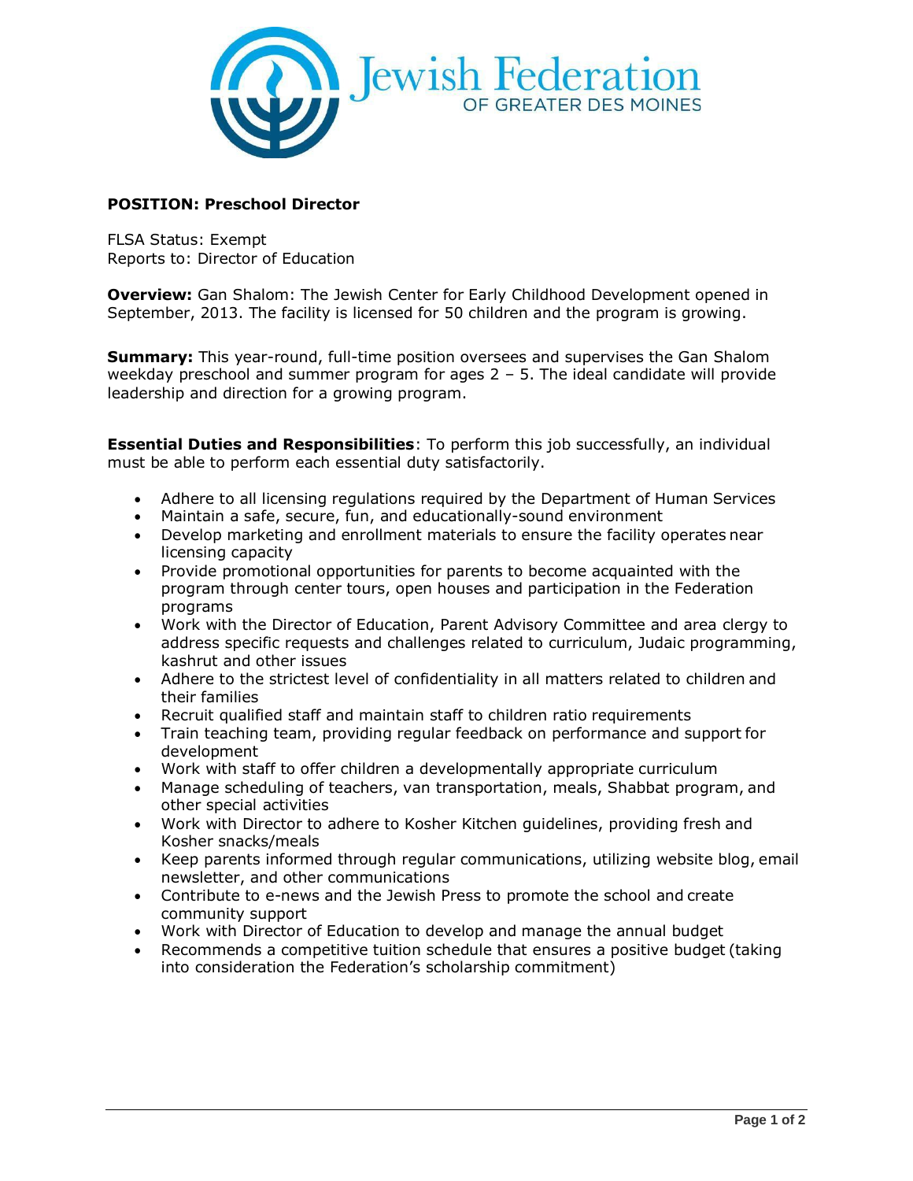Jewish Federation OF GREATER DES MOINES

**POSITION: Preschool Director**

FLSA Status: Exempt
Reports to: Director of Education

**Overview:** Gan Shalom: The Jewish Center for Early Childhood Development opened in September, 2013. The facility is licensed for 50 children and the program is growing.

**Summary:** This year-round, full-time position oversees and supervises the Gan Shalom weekday preschool and summer program for ages 2 – 5. The ideal candidate will provide leadership and direction for a growing program.

**Essential Duties and Responsibilities**: To perform this job successfully, an individual must be able to perform each essential duty satisfactorily.

- Adhere to all licensing regulations required by the Department of Human Services
- Maintain a safe, secure, fun, and educationally-sound environment
- Develop marketing and enrollment materials to ensure the facility operates near licensing capacity
- Provide promotional opportunities for parents to become acquainted with the program through center tours, open houses and participation in the Federation programs
- Work with the Director of Education, Parent Advisory Committee and area clergy to address specific requests and challenges related to curriculum, Judaic programming, kashrut and other issues
- Adhere to the strictest level of confidentiality in all matters related to children and their families
- Recruit qualified staff and maintain staff to children ratio requirements
- Train teaching team, providing regular feedback on performance and support for development
- Work with staff to offer children a developmentally appropriate curriculum
- Manage scheduling of teachers, van transportation, meals, Shabbat program, and other special activities
- Work with Director to adhere to Kosher Kitchen guidelines, providing fresh and Kosher snacks/meals
- Keep parents informed through regular communications, utilizing website blog, email newsletter, and other communications
- Contribute to e-news and the Jewish Press to promote the school and create community support
- Work with Director of Education to develop and manage the annual budget
- Recommends a competitive tuition schedule that ensures a positive budget (taking into consideration the Federation's scholarship commitment)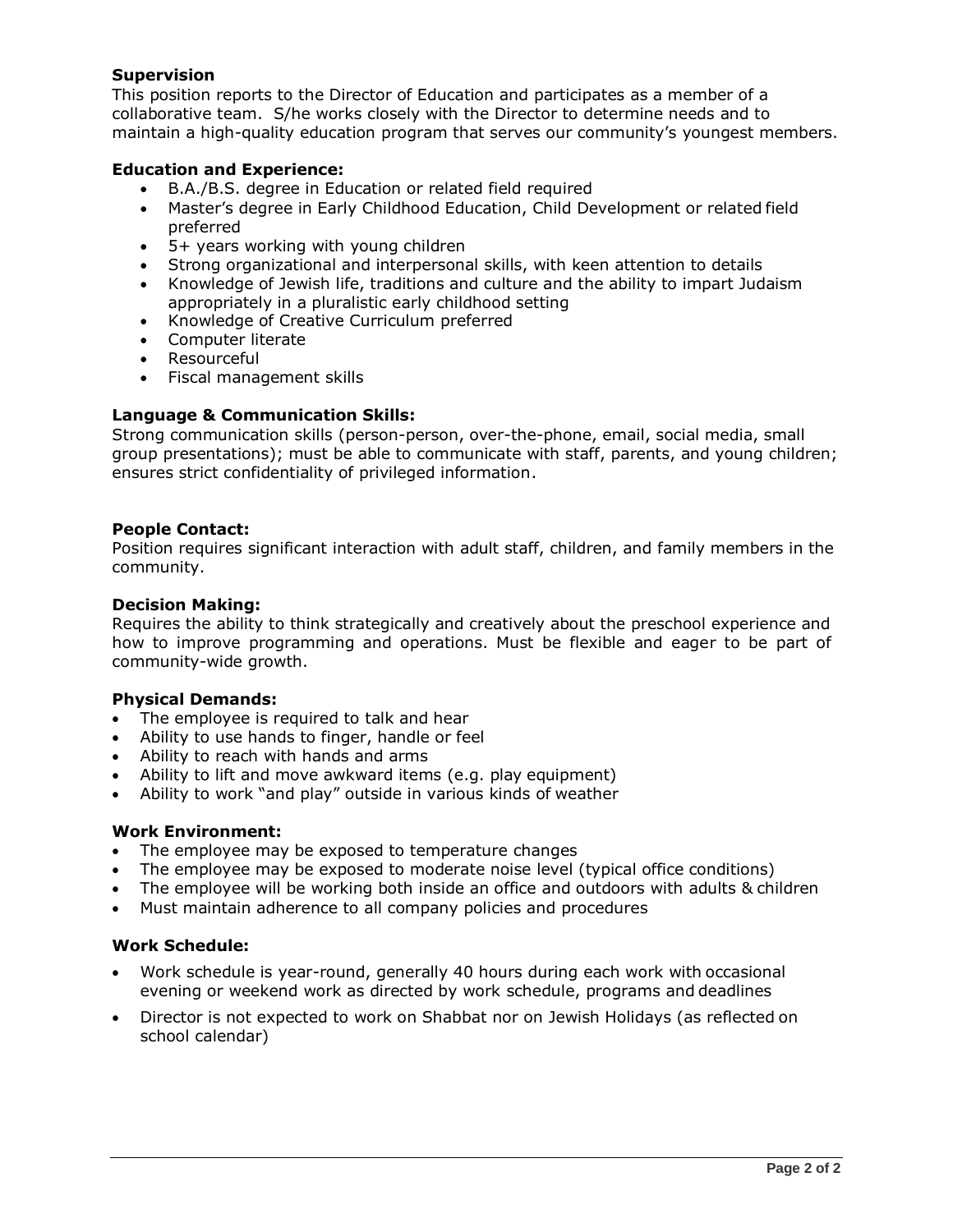**Supervision**

This position reports to the Director of Education and participates as a member of a collaborative team. S/he works closely with the Director to determine needs and to maintain a high-quality education program that serves our community's youngest members.

**Education and Experience:**

- B.A./B.S. degree in Education or related field required
- Master's degree in Early Childhood Education, Child Development or related field preferred
- 5+ years working with young children
- Strong organizational and interpersonal skills, with keen attention to details
- Knowledge of Jewish life, traditions and culture and the ability to impart Judaism appropriately in a pluralistic early childhood setting
- Knowledge of Creative Curriculum preferred
- Computer literate
- Resourceful
- Fiscal management skills

**Language & Communication Skills:**

Strong communication skills (person-person, over-the-phone, email, social media, small group presentations); must be able to communicate with staff, parents, and young children; ensures strict confidentiality of privileged information.

**People Contact:**

Position requires significant interaction with adult staff, children, and family members in the community.

**Decision Making:**

Requires the ability to think strategically and creatively about the preschool experience and how to improve programming and operations. Must be flexible and eager to be part of community-wide growth.

**Physical Demands:**

- The employee is required to talk and hear
- Ability to use hands to finger, handle or feel
- Ability to reach with hands and arms
- Ability to lift and move awkward items (e.g. play equipment)
- Ability to work "and play" outside in various kinds of weather

**Work Environment:**

- The employee may be exposed to temperature changes
- The employee may be exposed to moderate noise level (typical office conditions)
- The employee will be working both inside an office and outdoors with adults & children
- Must maintain adherence to all company policies and procedures

**Work Schedule:**

- Work schedule is year-round, generally 40 hours during each work with occasional evening or weekend work as directed by work schedule, programs and deadlines
- Director is not expected to work on Shabbat nor on Jewish Holidays (as reflected on school calendar)